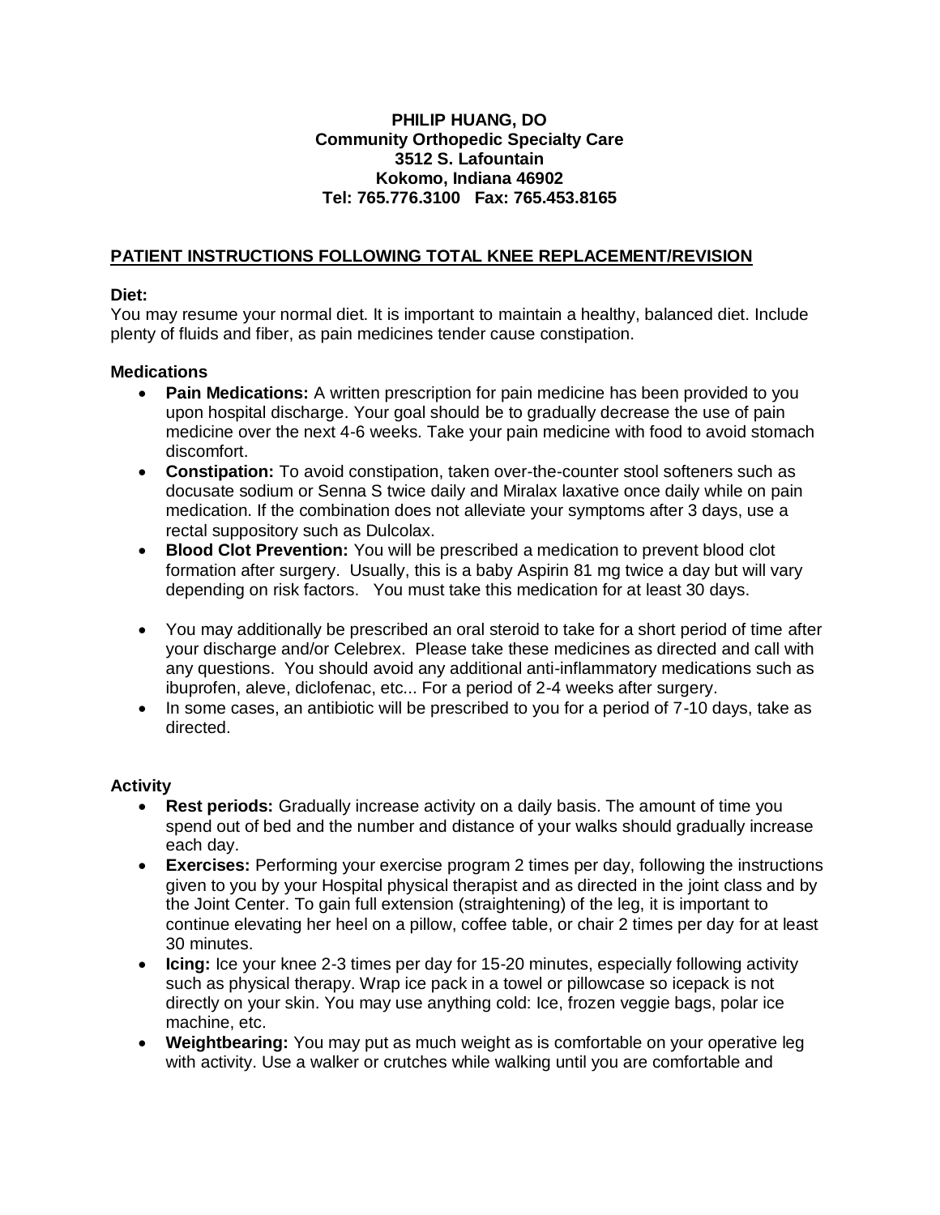**PHILIP HUANG, DO**
**Community Orthopedic Specialty Care**
**3512 S. Lafountain**
**Kokomo, Indiana 46902**
**Tel: 765.776.3100 Fax: 765.453.8165**

## PATIENT INSTRUCTIONS FOLLOWING TOTAL KNEE REPLACEMENT/REVISION

**Diet:**
You may resume your normal diet. It is important to maintain a healthy, balanced diet. Include plenty of fluids and fiber, as pain medicines tender cause constipation.

**Medications**

- **Pain Medications:** A written prescription for pain medicine has been provided to you upon hospital discharge. Your goal should be to gradually decrease the use of pain medicine over the next 4-6 weeks. Take your pain medicine with food to avoid stomach discomfort.
- **Constipation:** To avoid constipation, taken over-the-counter stool softeners such as docusate sodium or Senna S twice daily and Miralax laxative once daily while on pain medication. If the combination does not alleviate your symptoms after 3 days, use a rectal suppository such as Dulcolax.
- **Blood Clot Prevention:** You will be prescribed a medication to prevent blood clot formation after surgery. Usually, this is a baby Aspirin 81 mg twice a day but will vary depending on risk factors. You must take this medication for at least 30 days.
- You may additionally be prescribed an oral steroid to take for a short period of time after your discharge and/or Celebrex. Please take these medicines as directed and call with any questions. You should avoid any additional anti-inflammatory medications such as ibuprofen, aleve, diclofenac, etc... For a period of 2-4 weeks after surgery.
- In some cases, an antibiotic will be prescribed to you for a period of 7-10 days, take as directed.

**Activity**

- **Rest periods:** Gradually increase activity on a daily basis. The amount of time you spend out of bed and the number and distance of your walks should gradually increase each day.
- **Exercises:** Performing your exercise program 2 times per day, following the instructions given to you by your Hospital physical therapist and as directed in the joint class and by the Joint Center. To gain full extension (straightening) of the leg, it is important to continue elevating her heel on a pillow, coffee table, or chair 2 times per day for at least 30 minutes.
- **Icing:** Ice your knee 2-3 times per day for 15-20 minutes, especially following activity such as physical therapy. Wrap ice pack in a towel or pillowcase so icepack is not directly on your skin. You may use anything cold: Ice, frozen veggie bags, polar ice machine, etc.
- **Weightbearing:** You may put as much weight as is comfortable on your operative leg with activity. Use a walker or crutches while walking until you are comfortable and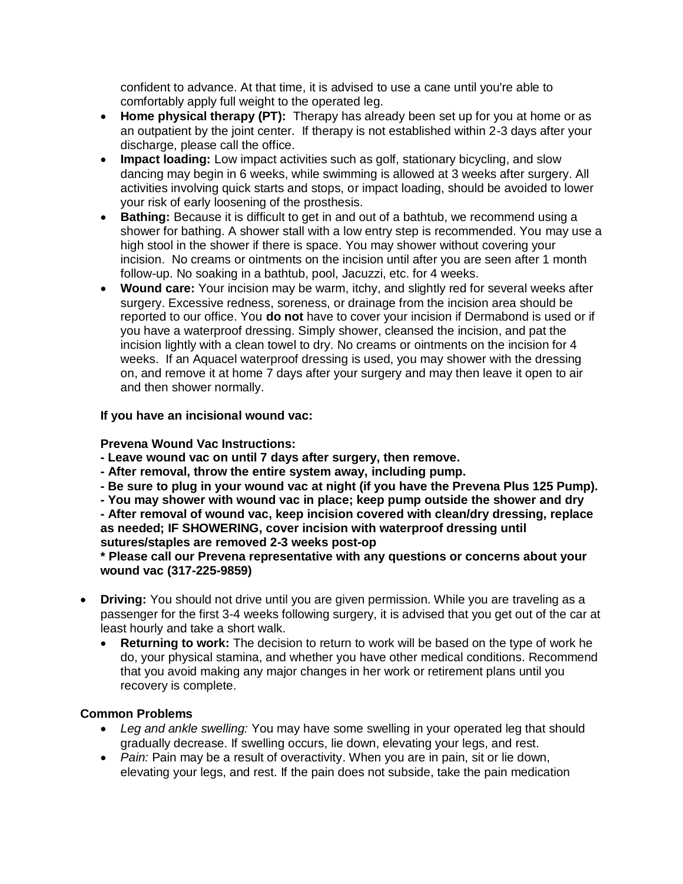confident to advance. At that time, it is advised to use a cane until you're able to comfortably apply full weight to the operated leg.

- **Home physical therapy (PT):** Therapy has already been set up for you at home or as an outpatient by the joint center. If therapy is not established within 2-3 days after your discharge, please call the office.
- **Impact loading:** Low impact activities such as golf, stationary bicycling, and slow dancing may begin in 6 weeks, while swimming is allowed at 3 weeks after surgery. All activities involving quick starts and stops, or impact loading, should be avoided to lower your risk of early loosening of the prosthesis.
- **Bathing:** Because it is difficult to get in and out of a bathtub, we recommend using a shower for bathing. A shower stall with a low entry step is recommended. You may use a high stool in the shower if there is space. You may shower without covering your incision. No creams or ointments on the incision until after you are seen after 1 month follow-up. No soaking in a bathtub, pool, Jacuzzi, etc. for 4 weeks.
- **Wound care:** Your incision may be warm, itchy, and slightly red for several weeks after surgery. Excessive redness, soreness, or drainage from the incision area should be reported to our office. You **do not** have to cover your incision if Dermabond is used or if you have a waterproof dressing. Simply shower, cleansed the incision, and pat the incision lightly with a clean towel to dry. No creams or ointments on the incision for 4 weeks. If an Aquacel waterproof dressing is used, you may shower with the dressing on, and remove it at home 7 days after your surgery and may then leave it open to air and then shower normally.

  **If you have an incisional wound vac:**

  **Prevena Wound Vac Instructions:**
  **- Leave wound vac on until 7 days after surgery, then remove.**
  **- After removal, throw the entire system away, including pump.**
  **- Be sure to plug in your wound vac at night (if you have the Prevena Plus 125 Pump).**
  **- You may shower with wound vac in place; keep pump outside the shower and dry**
  **- After removal of wound vac, keep incision covered with clean/dry dressing, replace as needed; IF SHOWERING, cover incision with waterproof dressing until sutures/staples are removed 2-3 weeks post-op**
  **\* Please call our Prevena representative with any questions or concerns about your wound vac (317-225-9859)**

- **Driving:** You should not drive until you are given permission. While you are traveling as a passenger for the first 3-4 weeks following surgery, it is advised that you get out of the car at least hourly and take a short walk.
  - **Returning to work:** The decision to return to work will be based on the type of work he do, your physical stamina, and whether you have other medical conditions. Recommend that you avoid making any major changes in her work or retirement plans until you recovery is complete.

**Common Problems**

- *Leg and ankle swelling:* You may have some swelling in your operated leg that should gradually decrease. If swelling occurs, lie down, elevating your legs, and rest.
- *Pain:* Pain may be a result of overactivity. When you are in pain, sit or lie down, elevating your legs, and rest. If the pain does not subside, take the pain medication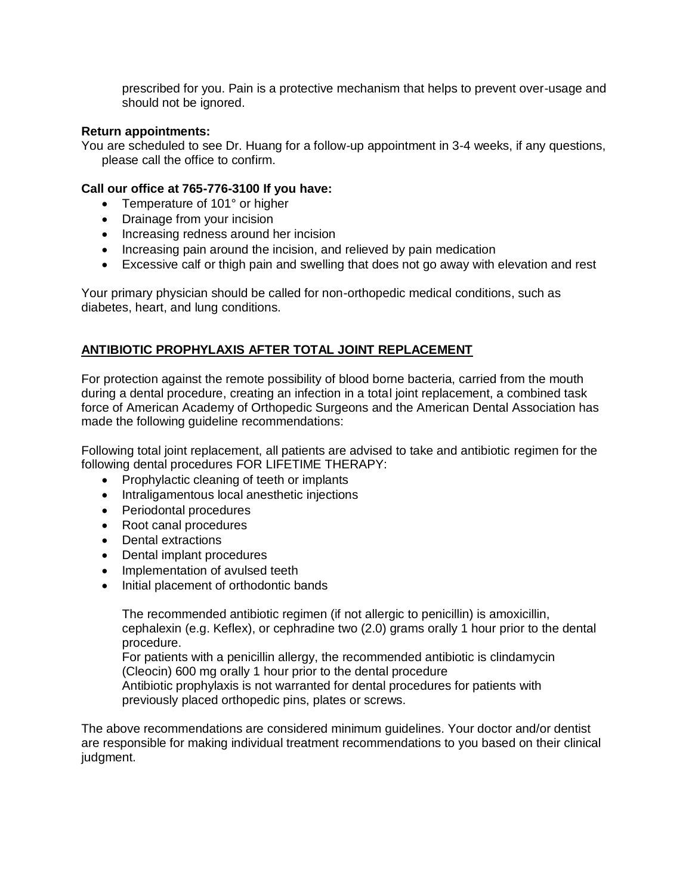prescribed for you. Pain is a protective mechanism that helps to prevent over-usage and should not be ignored.

**Return appointments:**

You are scheduled to see Dr. Huang for a follow-up appointment in 3-4 weeks, if any questions, please call the office to confirm.

**Call our office at 765-776-3100 If you have:**

- Temperature of 101° or higher
- Drainage from your incision
- Increasing redness around her incision
- Increasing pain around the incision, and relieved by pain medication
- Excessive calf or thigh pain and swelling that does not go away with elevation and rest

Your primary physician should be called for non-orthopedic medical conditions, such as diabetes, heart, and lung conditions.

## ANTIBIOTIC PROPHYLAXIS AFTER TOTAL JOINT REPLACEMENT

For protection against the remote possibility of blood borne bacteria, carried from the mouth during a dental procedure, creating an infection in a total joint replacement, a combined task force of American Academy of Orthopedic Surgeons and the American Dental Association has made the following guideline recommendations:

Following total joint replacement, all patients are advised to take and antibiotic regimen for the following dental procedures FOR LIFETIME THERAPY:

- Prophylactic cleaning of teeth or implants
- Intraligamentous local anesthetic injections
- Periodontal procedures
- Root canal procedures
- Dental extractions
- Dental implant procedures
- Implementation of avulsed teeth
- Initial placement of orthodontic bands

The recommended antibiotic regimen (if not allergic to penicillin) is amoxicillin, cephalexin (e.g. Keflex), or cephradine two (2.0) grams orally 1 hour prior to the dental procedure.

For patients with a penicillin allergy, the recommended antibiotic is clindamycin (Cleocin) 600 mg orally 1 hour prior to the dental procedure

Antibiotic prophylaxis is not warranted for dental procedures for patients with previously placed orthopedic pins, plates or screws.

The above recommendations are considered minimum guidelines. Your doctor and/or dentist are responsible for making individual treatment recommendations to you based on their clinical judgment.